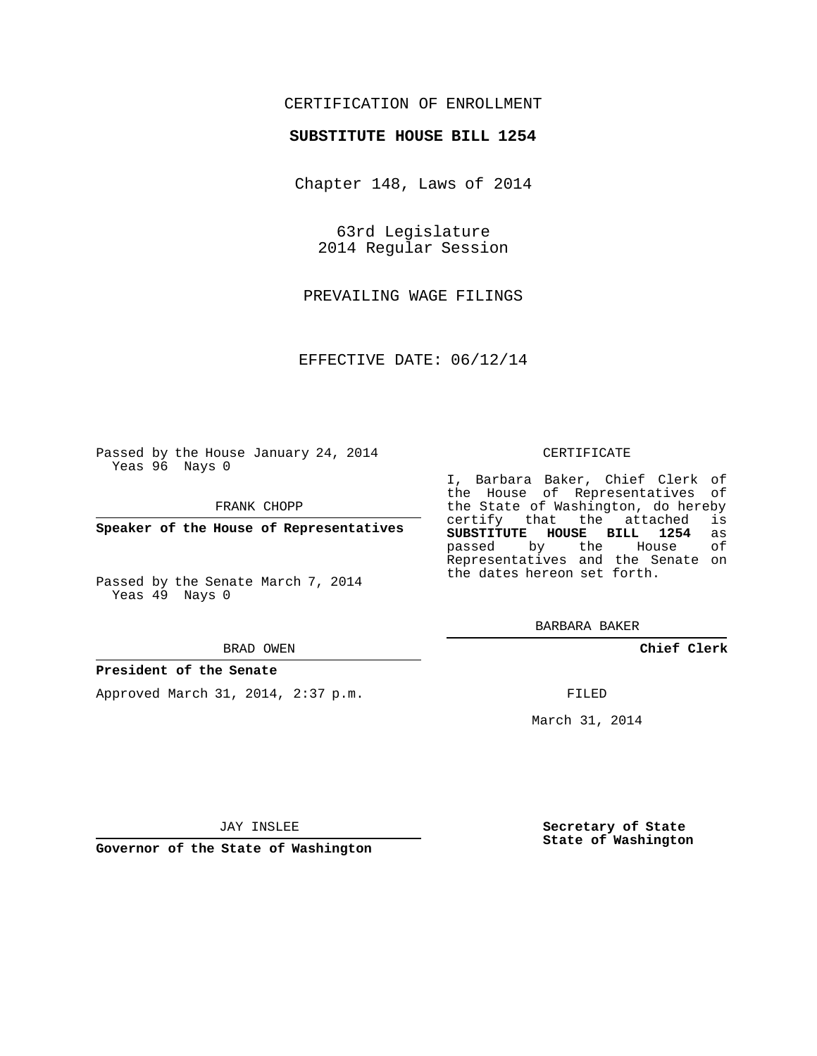CERTIFICATION OF ENROLLMENT

**SUBSTITUTE HOUSE BILL 1254**

Chapter 148, Laws of 2014

63rd Legislature
2014 Regular Session

PREVAILING WAGE FILINGS

EFFECTIVE DATE: 06/12/14

Passed by the House January 24, 2014
Yeas 96 Nays 0

FRANK CHOPP

**Speaker of the House of Representatives**

Passed by the Senate March 7, 2014
Yeas 49 Nays 0

BRAD OWEN

**President of the Senate**

Approved March 31, 2014, 2:37 p.m.

JAY INSLEE

**Governor of the State of Washington**

CERTIFICATE

I, Barbara Baker, Chief Clerk of the House of Representatives of the State of Washington, do hereby certify that the attached is **SUBSTITUTE HOUSE BILL 1254** as passed by the House of Representatives and the Senate on the dates hereon set forth.

BARBARA BAKER

**Chief Clerk**

FILED

March 31, 2014

**Secretary of State**
**State of Washington**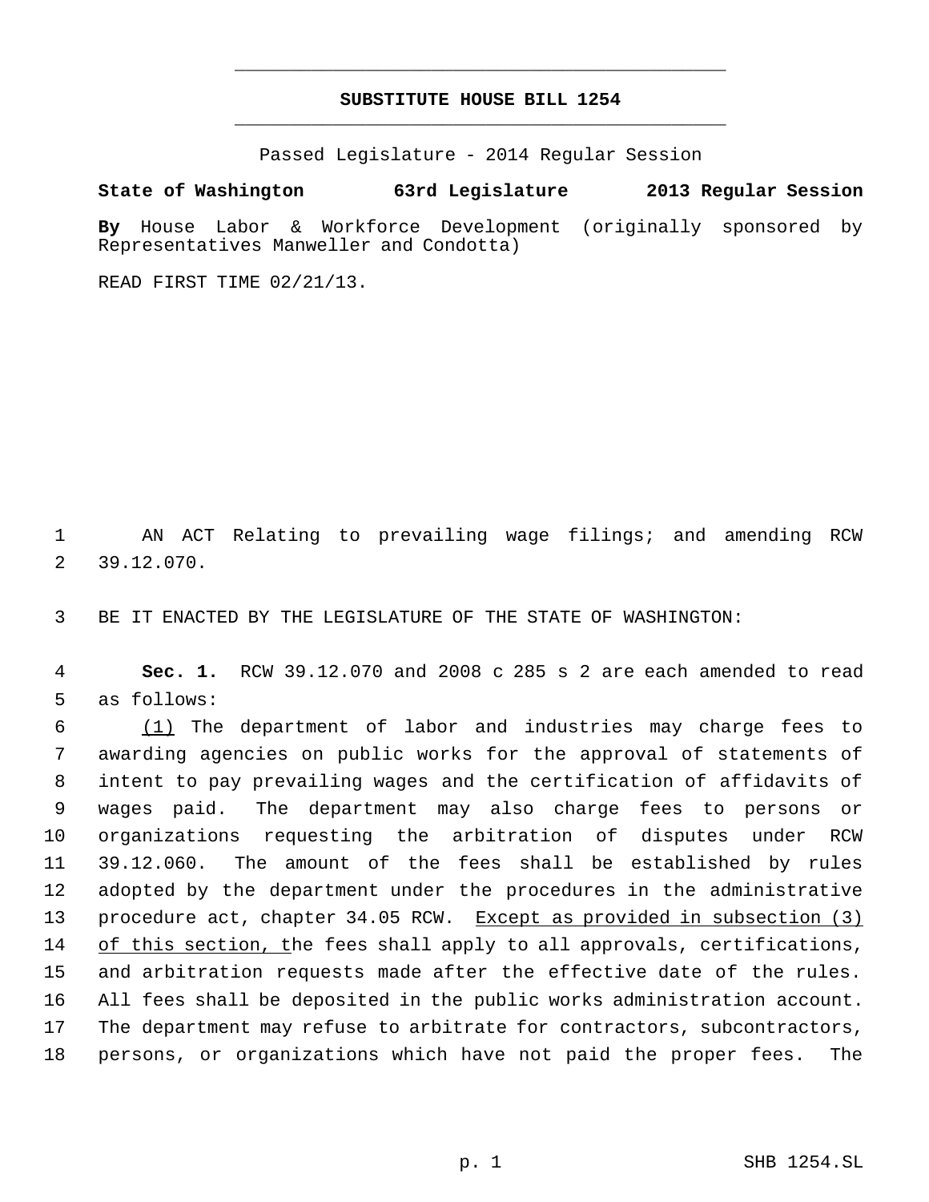**SUBSTITUTE HOUSE BILL 1254**

Passed Legislature - 2014 Regular Session

**State of Washington 63rd Legislature 2013 Regular Session**

**By** House Labor & Workforce Development (originally sponsored by Representatives Manweller and Condotta)

READ FIRST TIME 02/21/13.

1 AN ACT Relating to prevailing wage filings; and amending RCW
2 39.12.070.

3 BE IT ENACTED BY THE LEGISLATURE OF THE STATE OF WASHINGTON:

4 **Sec. 1.** RCW 39.12.070 and 2008 c 285 s 2 are each amended to read
5 as follows:

6 (1) The department of labor and industries may charge fees to
7 awarding agencies on public works for the approval of statements of
8 intent to pay prevailing wages and the certification of affidavits of
9 wages paid. The department may also charge fees to persons or
10 organizations requesting the arbitration of disputes under RCW
11 39.12.060. The amount of the fees shall be established by rules
12 adopted by the department under the procedures in the administrative
13 procedure act, chapter 34.05 RCW. Except as provided in subsection (3)
14 of this section, the fees shall apply to all approvals, certifications,
15 and arbitration requests made after the effective date of the rules.
16 All fees shall be deposited in the public works administration account.
17 The department may refuse to arbitrate for contractors, subcontractors,
18 persons, or organizations which have not paid the proper fees. The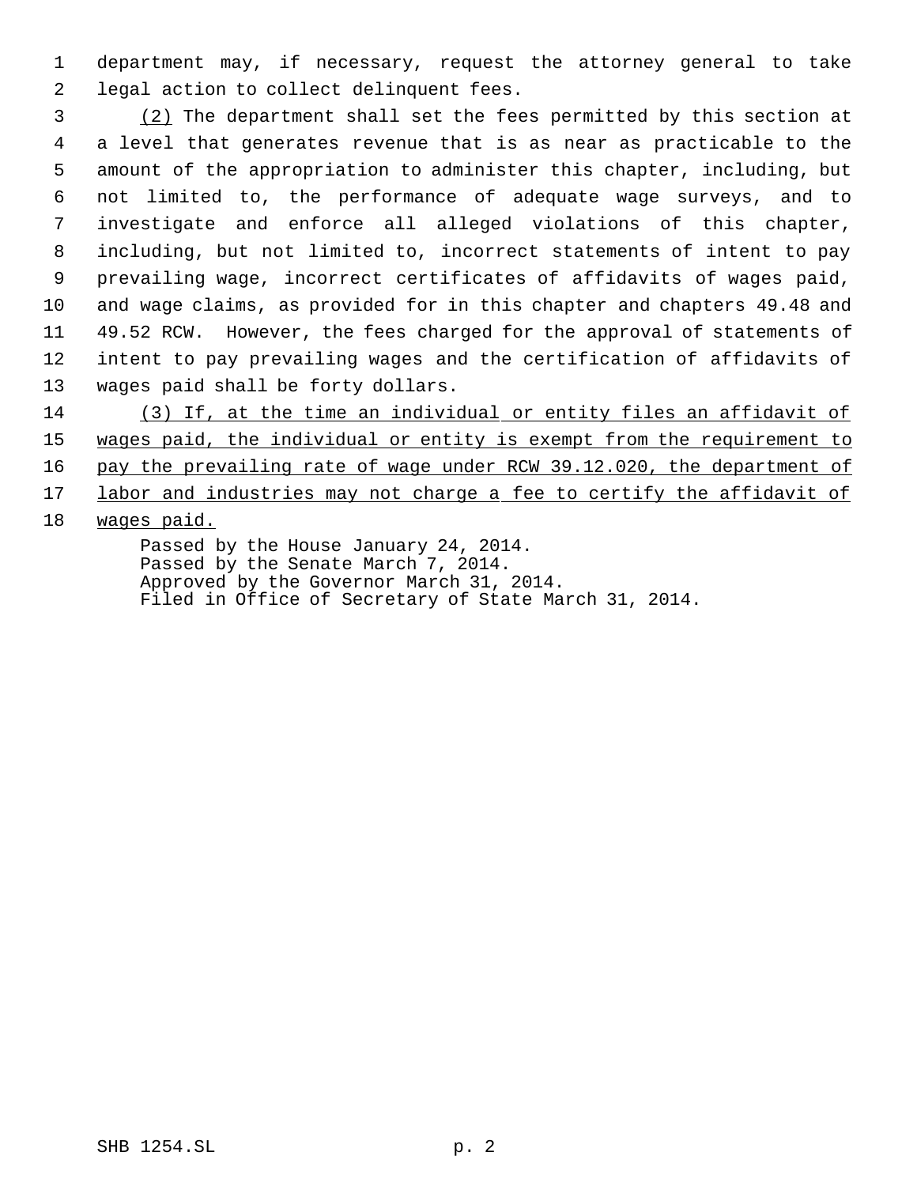department may, if necessary, request the attorney general to take legal action to collect delinquent fees.

(2) The department shall set the fees permitted by this section at a level that generates revenue that is as near as practicable to the amount of the appropriation to administer this chapter, including, but not limited to, the performance of adequate wage surveys, and to investigate and enforce all alleged violations of this chapter, including, but not limited to, incorrect statements of intent to pay prevailing wage, incorrect certificates of affidavits of wages paid, and wage claims, as provided for in this chapter and chapters 49.48 and 49.52 RCW. However, the fees charged for the approval of statements of intent to pay prevailing wages and the certification of affidavits of wages paid shall be forty dollars.

(3) If, at the time an individual or entity files an affidavit of wages paid, the individual or entity is exempt from the requirement to pay the prevailing rate of wage under RCW 39.12.020, the department of labor and industries may not charge a fee to certify the affidavit of wages paid.

Passed by the House January 24, 2014.
Passed by the Senate March 7, 2014.
Approved by the Governor March 31, 2014.
Filed in Office of Secretary of State March 31, 2014.